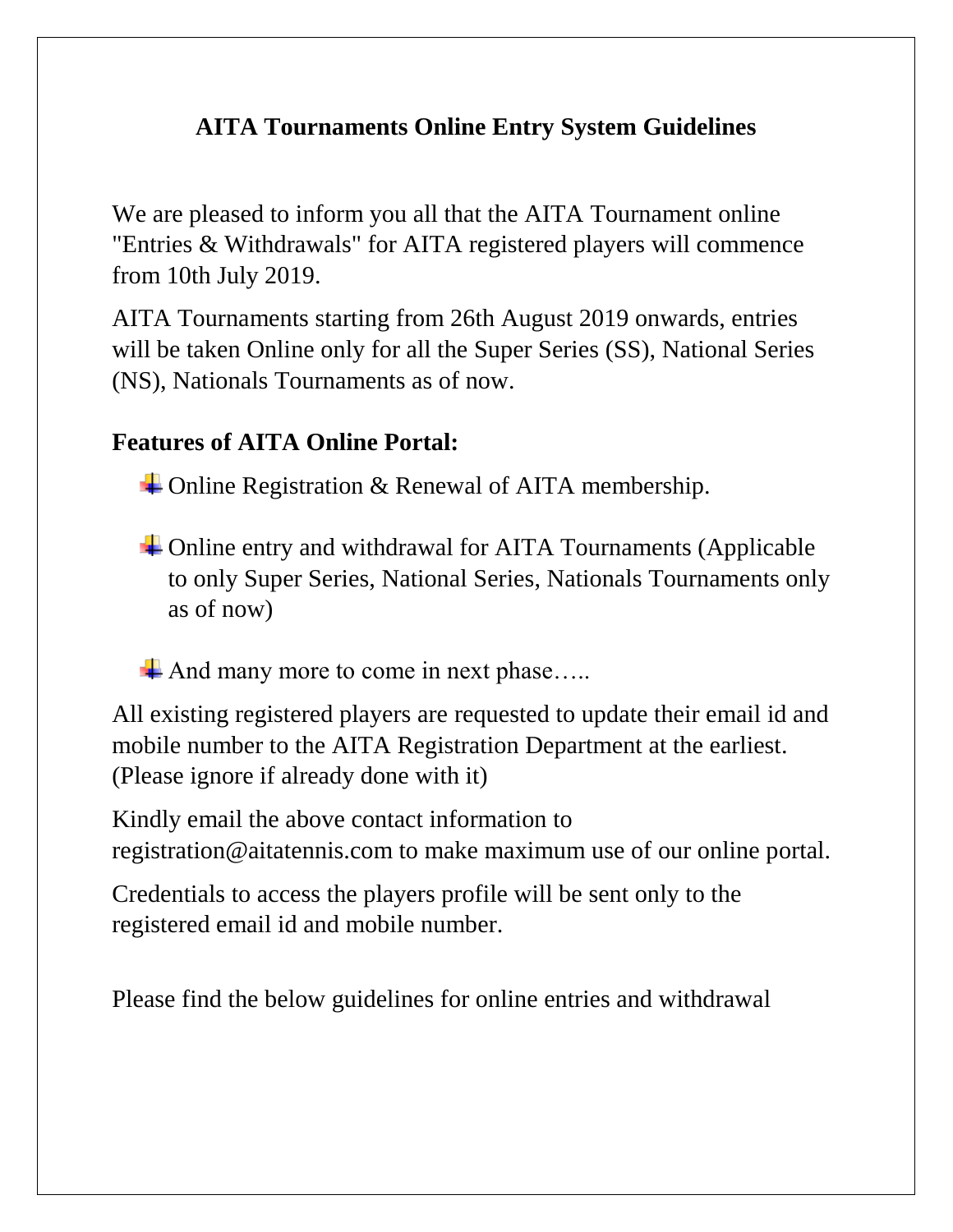# AITA Tournaments Online Entry System Guidelines

We are pleased to inform you all that the AITA Tournament online "Entries & Withdrawals" for AITA registered players will commence from 10th July 2019.

AITA Tournaments starting from 26th August 2019 onwards, entries will be taken Online only for all the Super Series (SS), National Series (NS), Nationals Tournaments as of now.

## Features of AITA Online Portal:

- Online Registration & Renewal of AITA membership.
- Online entry and withdrawal for AITA Tournaments (Applicable to only Super Series, National Series, Nationals Tournaments only as of now)
- And many more to come in next phase…..

All existing registered players are requested to update their email id and mobile number to the AITA Registration Department at the earliest. (Please ignore if already done with it)

Kindly email the above contact information to registration@aitatennis.com to make maximum use of our online portal.

Credentials to access the players profile will be sent only to the registered email id and mobile number.

Please find the below guidelines for online entries and withdrawal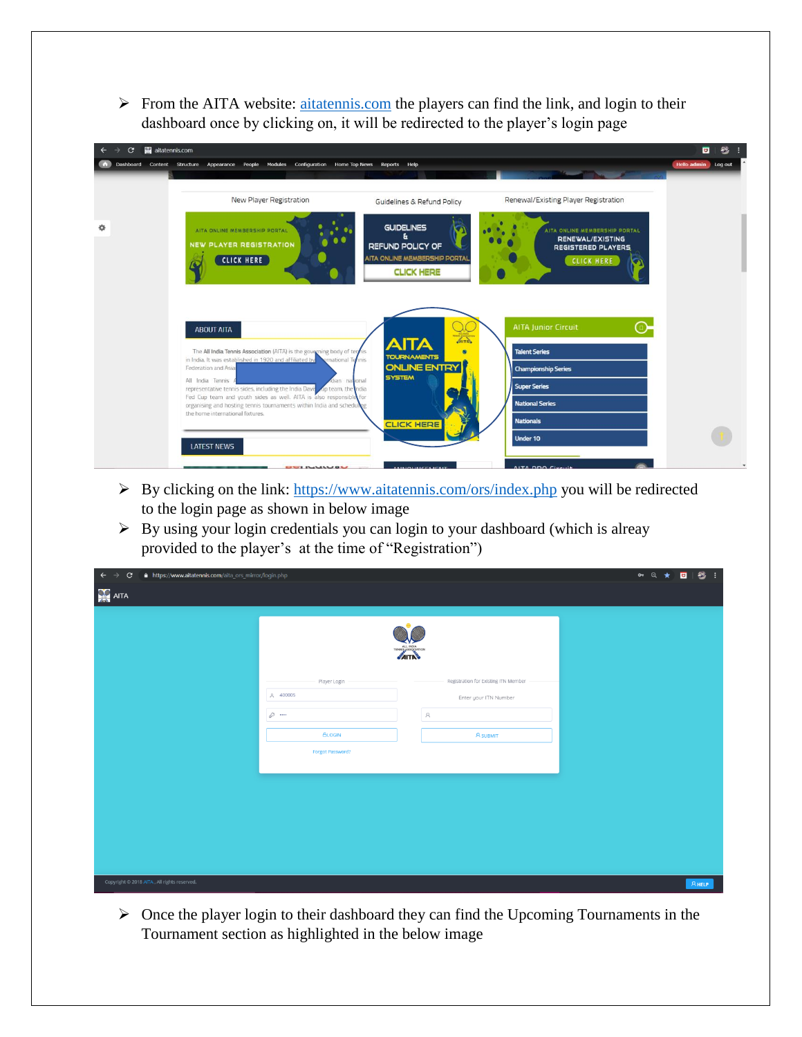- From the AITA website: [aitatennis.com](aitatennis.com) the players can find the link, and login to their dashboard once by clicking on, it will be redirected to the player's login page

- By clicking on the link: [https://www.aitatennis.com/ors/index.php](https://www.aitatennis.com/ors/index.php) you will be redirected to the login page as shown in below image
- By using your login credentials you can login to your dashboard (which is alreay provided to the player's at the time of "Registration")

- Once the player login to their dashboard they can find the Upcoming Tournaments in the Tournament section as highlighted in the below image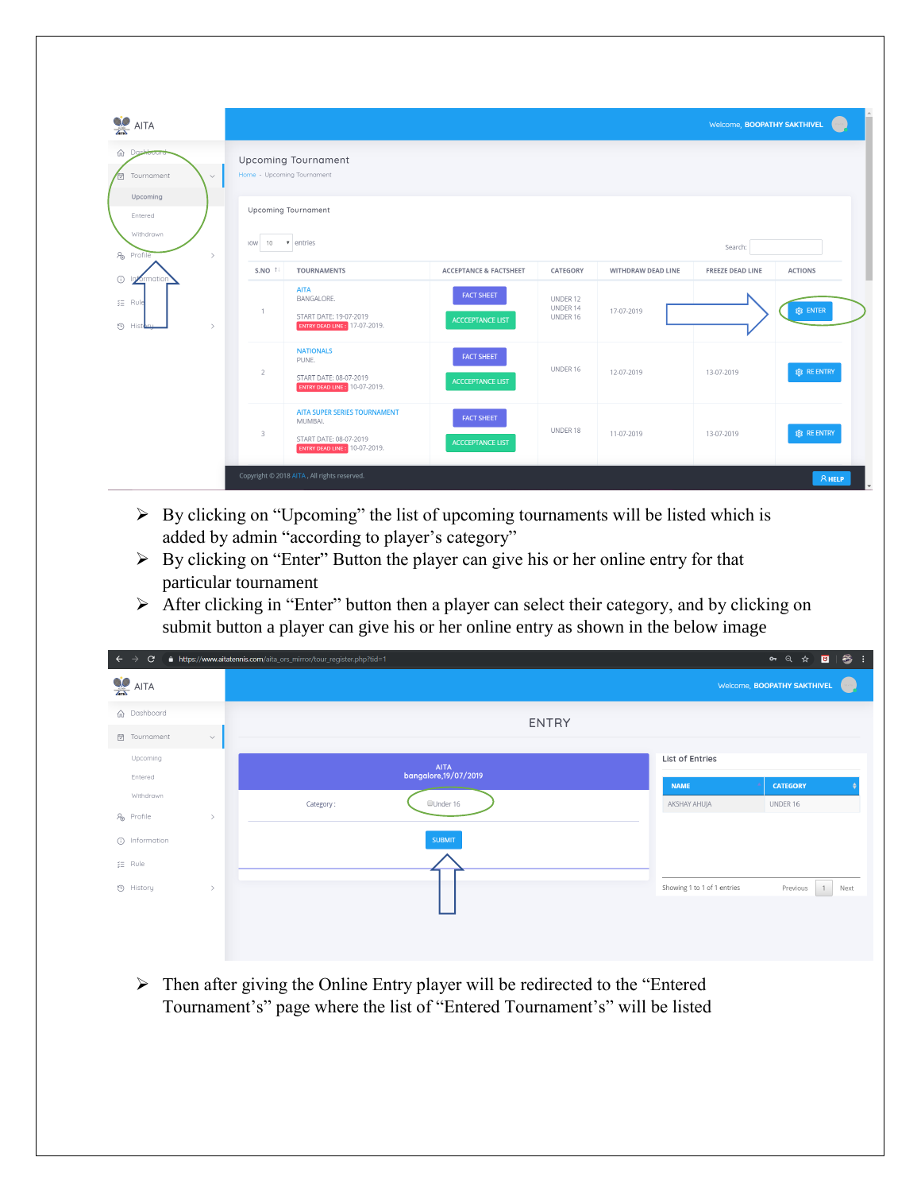- By clicking on "Upcoming" the list of upcoming tournaments will be listed which is added by admin "according to player's category"
- By clicking on "Enter" Button the player can give his or her online entry for that particular tournament
- After clicking in "Enter" button then a player can select their category, and by clicking on submit button a player can give his or her online entry as shown in the below image

- Then after giving the Online Entry player will be redirected to the "Entered Tournament's" page where the list of "Entered Tournament's" will be listed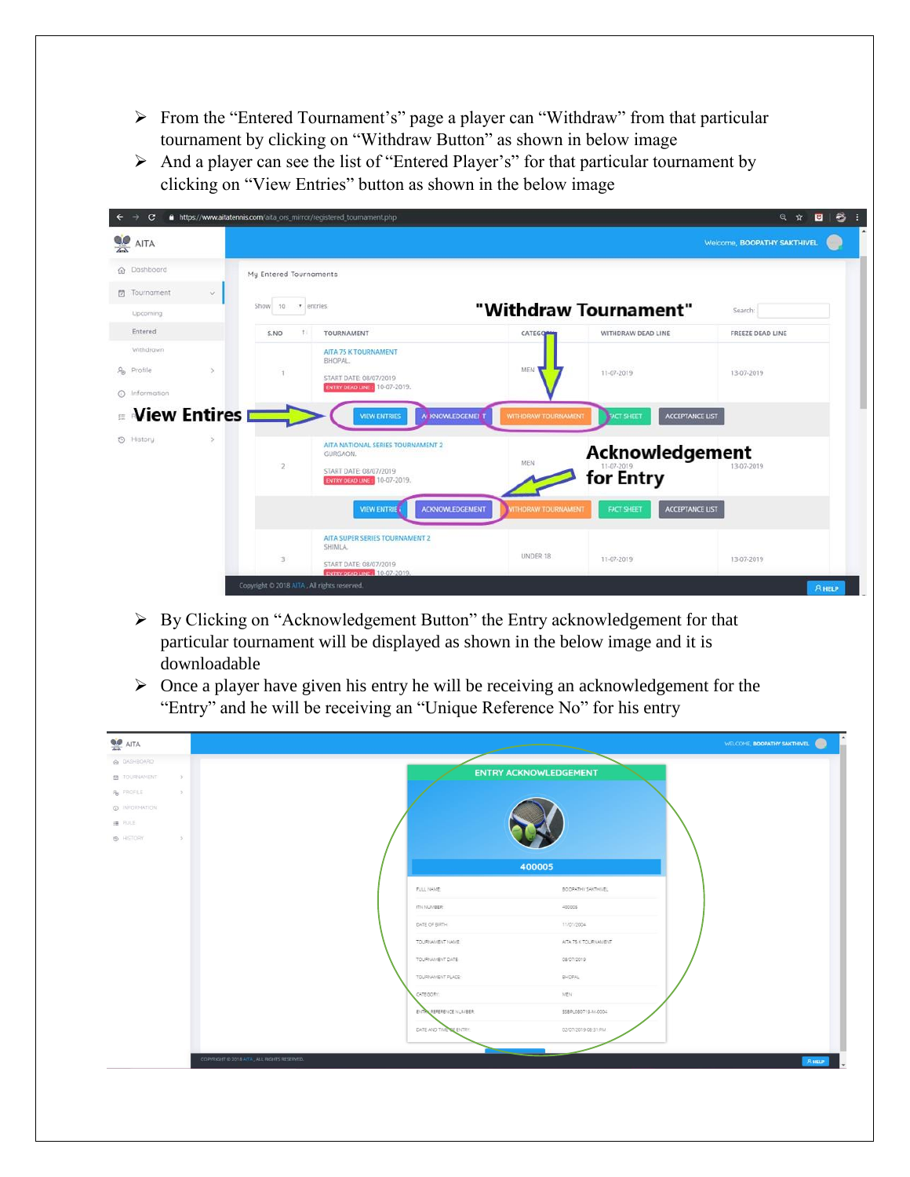- From the "Entered Tournament's" page a player can "Withdraw" from that particular tournament by clicking on "Withdraw Button" as shown in below image
- And a player can see the list of "Entered Player's" for that particular tournament by clicking on "View Entries" button as shown in the below image

- By Clicking on "Acknowledgement Button" the Entry acknowledgement for that particular tournament will be displayed as shown in the below image and it is downloadable
- Once a player have given his entry he will be receiving an acknowledgement for the "Entry" and he will be receiving an "Unique Reference No" for his entry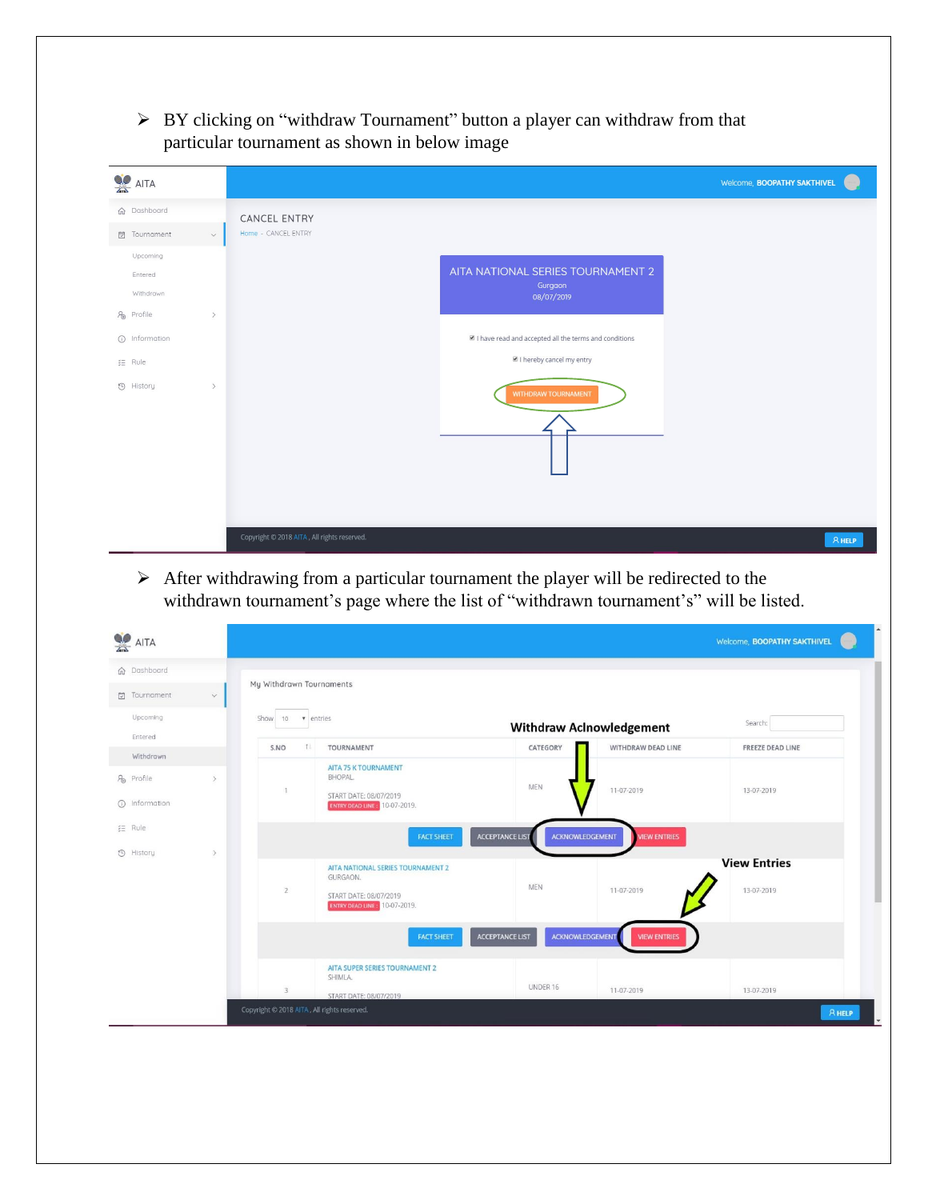- BY clicking on "withdraw Tournament" button a player can withdraw from that particular tournament as shown in below image

- After withdrawing from a particular tournament the player will be redirected to the withdrawn tournament's page where the list of "withdrawn tournament's" will be listed.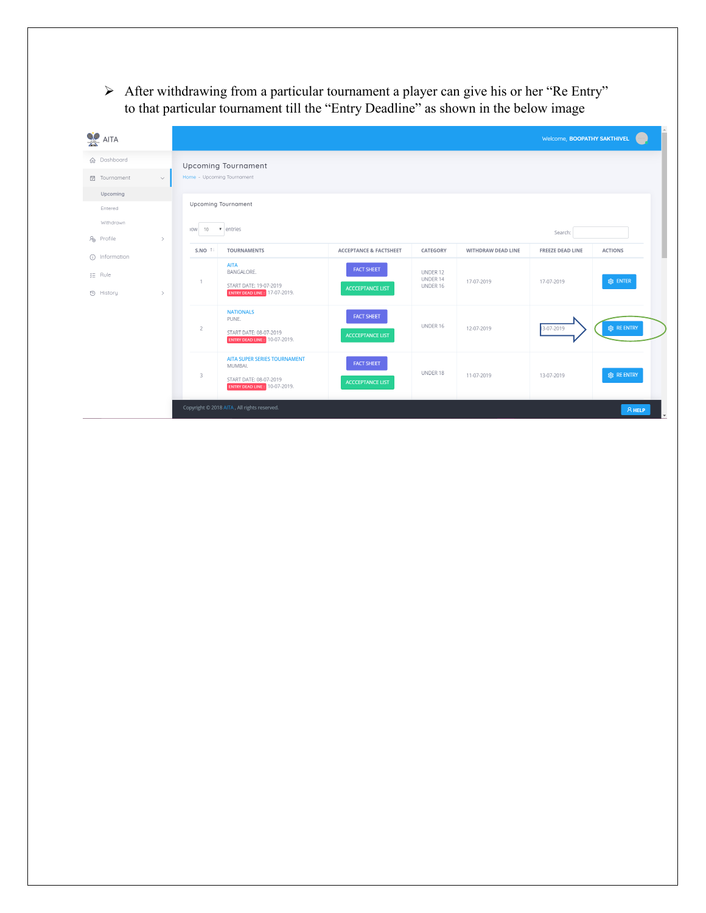- After withdrawing from a particular tournament a player can give his or her "Re Entry" to that particular tournament till the "Entry Deadline" as shown in the below image

AITA

Welcome, BOOPATHY SAKTHIVEL

Dashboard
Tournament
Upcoming
Entered
Withdrawn
Profile
Information
Rule
History

Upcoming Tournament

Home - Upcoming Tournament

Upcoming Tournament

ow 10 entries

Search:

| S.NO | TOURNAMENTS | ACCEPTANCE & FACTSHEET | CATEGORY | WITHDRAW DEAD LINE | FREEZE DEAD LINE | ACTIONS |
|---|---|---|---|---|---|---|
| 1 | AITA BANGALORE. START DATE: 19-07-2019 ENTRY DEAD LINE : 17-07-2019. | FACT SHEET ACCCEPTANCE LIST | UNDER 12 UNDER 14 UNDER 16 | 17-07-2019 | 17-07-2019 | ENTER |
| 2 | NATIONALS PUNE. START DATE: 08-07-2019 ENTRY DEAD LINE : 10-07-2019. | FACT SHEET ACCCEPTANCE LIST | UNDER 16 | 12-07-2019 | 13-07-2019 | RE ENTRY |
| 3 | AITA SUPER SERIES TOURNAMENT MUMBAI. START DATE: 08-07-2019 ENTRY DEAD LINE : 10-07-2019. | FACT SHEET ACCCEPTANCE LIST | UNDER 18 | 11-07-2019 | 13-07-2019 | RE ENTRY |

Copyright © 2018 AITA , All rights reserved.

HELP